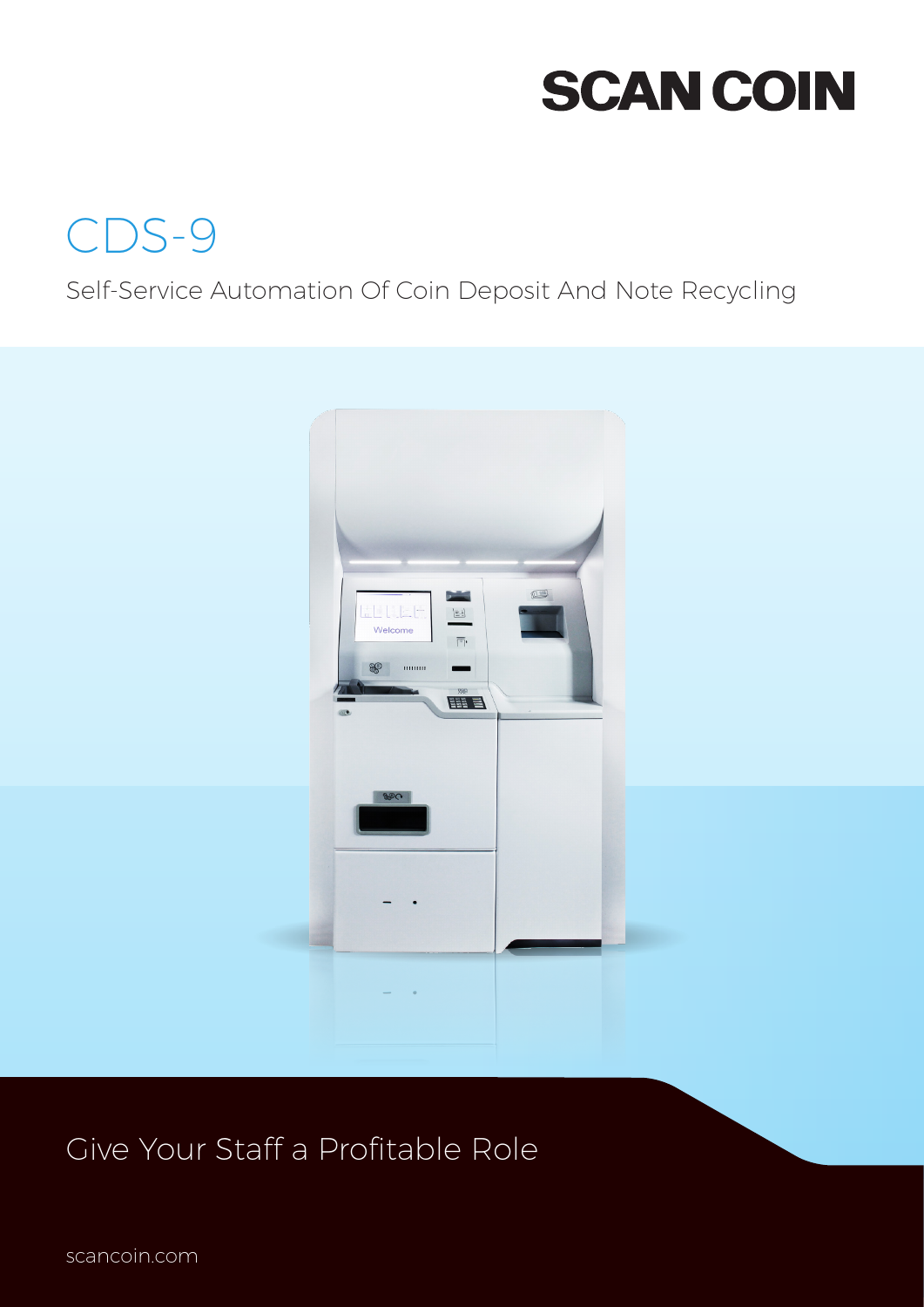# SCAN COIN

## CDS-9

Self-Service Automation Of Coin Deposit And Note Recycling

Give Your Staff a Profitable Role

scancoin.com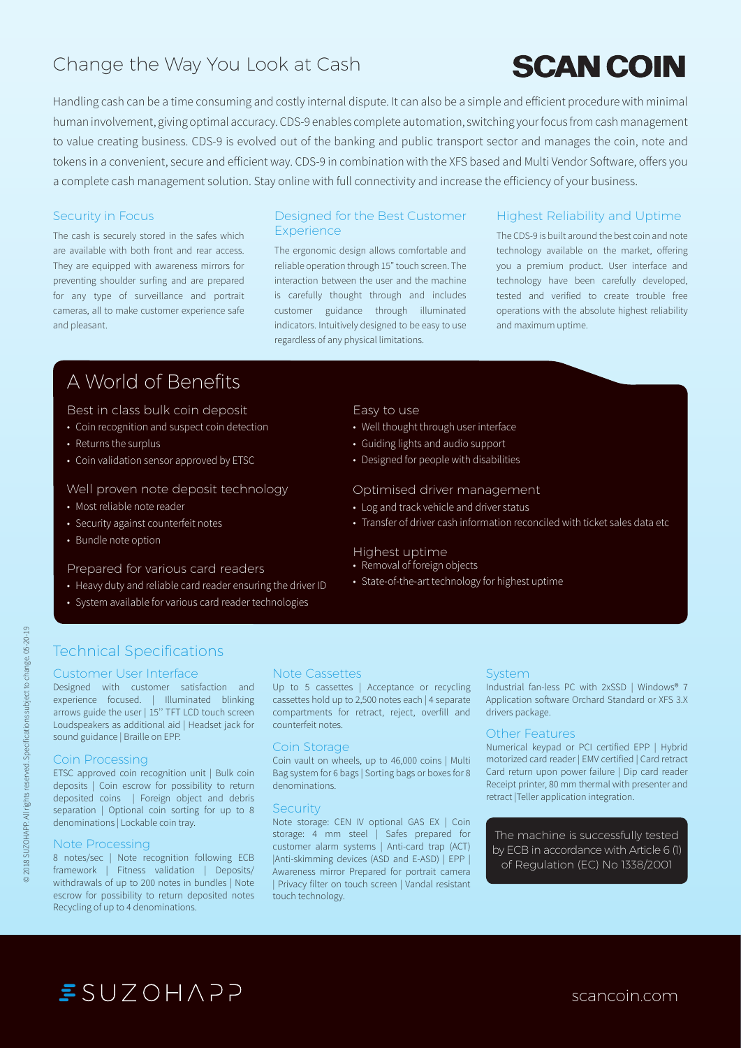# Change the Way You Look at Cash

**SCAN COIN**

Handling cash can be a time consuming and costly internal dispute. It can also be a simple and efficient procedure with minimal human involvement, giving optimal accuracy. CDS-9 enables complete automation, switching your focus from cash management to value creating business. CDS-9 is evolved out of the banking and public transport sector and manages the coin, note and tokens in a convenient, secure and efficient way. CDS-9 in combination with the XFS based and Multi Vendor Software, offers you a complete cash management solution. Stay online with full connectivity and increase the efficiency of your business.

### Security in Focus

The cash is securely stored in the safes which are available with both front and rear access. They are equipped with awareness mirrors for preventing shoulder surfing and are prepared for any type of surveillance and portrait cameras, all to make customer experience safe and pleasant.

### Designed for the Best Customer Experience

The ergonomic design allows comfortable and reliable operation through 15" touch screen. The interaction between the user and the machine is carefully thought through and includes customer guidance through illuminated indicators. Intuitively designed to be easy to use regardless of any physical limitations.

### Highest Reliability and Uptime

The CDS-9 is built around the best coin and note technology available on the market, offering you a premium product. User interface and technology have been carefully developed, tested and verified to create trouble free operations with the absolute highest reliability and maximum uptime.

## A World of Benefits

### Best in class bulk coin deposit

- Coin recognition and suspect coin detection
- Returns the surplus
- Coin validation sensor approved by ETSC

### Well proven note deposit technology

- Most reliable note reader
- Security against counterfeit notes
- Bundle note option

### Prepared for various card readers

- Heavy duty and reliable card reader ensuring the driver ID
- System available for various card reader technologies

### Easy to use

- Well thought through user interface
- Guiding lights and audio support
- Designed for people with disabilities

### Optimised driver management

- Log and track vehicle and driver status
- Transfer of driver cash information reconciled with ticket sales data etc

### Highest uptime

- Removal of foreign objects
- State-of-the-art technology for highest uptime

## Technical Specifications

### Customer User Interface

Designed with customer satisfaction and experience focused. | Illuminated blinking arrows guide the user | 15" TFT LCD touch screen Loudspeakers as additional aid | Headset jack for sound guidance | Braille on EPP.

### Coin Processing

ETSC approved coin recognition unit | Bulk coin deposits | Coin escrow for possibility to return deposited coins | Foreign object and debris separation | Optional coin sorting for up to 8 denominations | Lockable coin tray.

### Note Processing

8 notes/sec | Note recognition following ECB framework | Fitness validation | Deposits/ withdrawals of up to 200 notes in bundles | Note escrow for possibility to return deposited notes Recycling of up to 4 denominations.

### Note Cassettes

Up to 5 cassettes | Acceptance or recycling cassettes hold up to 2,500 notes each | 4 separate compartments for retract, reject, overfill and counterfeit notes.

### Coin Storage

Coin vault on wheels, up to 46,000 coins | Multi Bag system for 6 bags | Sorting bags or boxes for 8 denominations.

### Security

Note storage: CEN IV optional GAS EX | Coin storage: 4 mm steel | Safes prepared for customer alarm systems | Anti-card trap (ACT) |Anti-skimming devices (ASD and E-ASD) | EPP | Awareness mirror Prepared for portrait camera | Privacy filter on touch screen | Vandal resistant touch technology.

### System

Industrial fan-less PC with 2xSSD | Windows® 7 Application software Orchard Standard or XFS 3.X drivers package.

### Other Features

Numerical keypad or PCI certified EPP | Hybrid motorized card reader | EMV certified | Card retract Card return upon power failure | Dip card reader Receipt printer, 80 mm thermal with presenter and retract |Teller application integration.

The machine is successfully tested by ECB in accordance with Article 6 (1) of Regulation (EC) No 1338/2001

© 2018 SUZOHAPP. All rights reserved. Specifications subject to change. 05-20-19

SUZOHAPP

scancoin.com